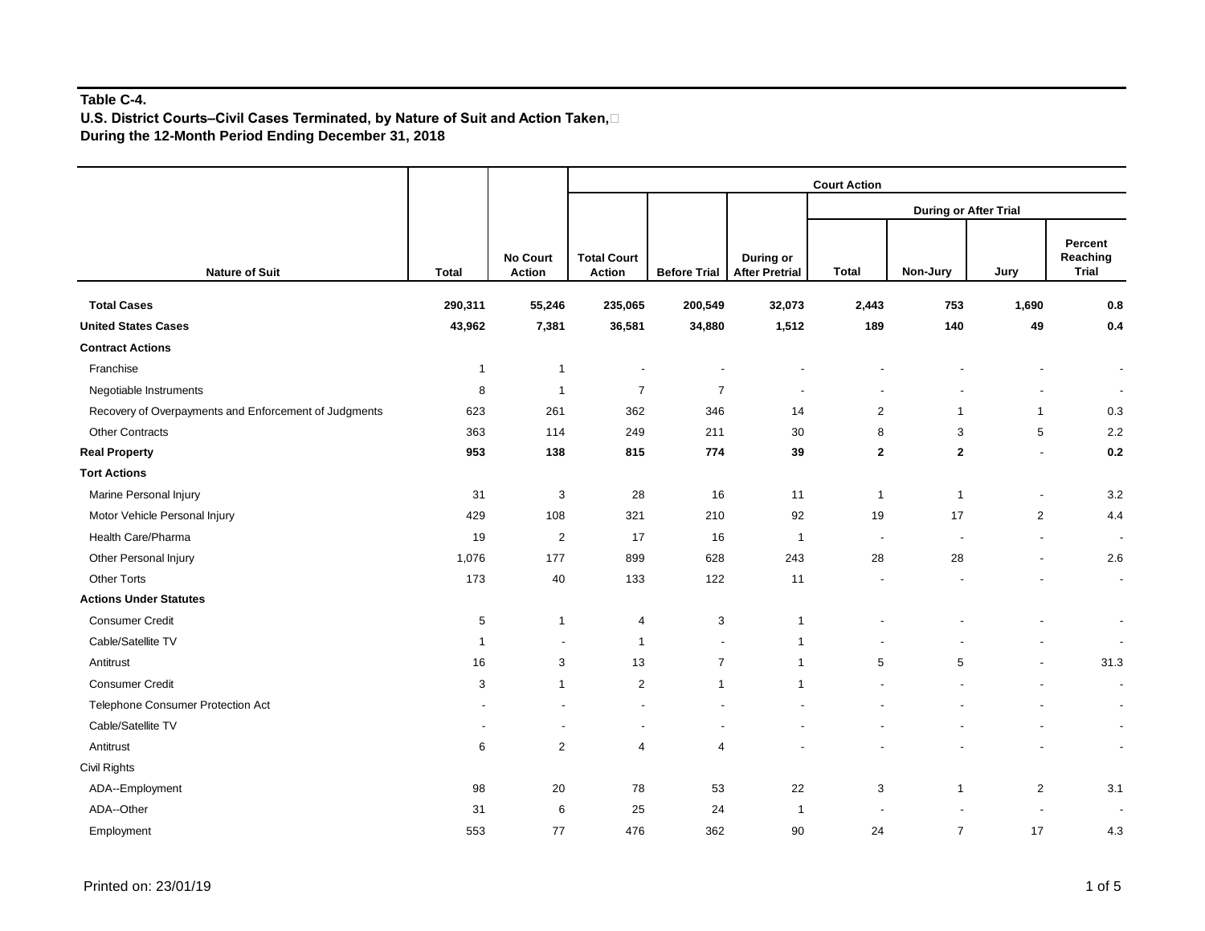**Table C-4.**
**U.S. District Courts–Civil Cases Terminated, by Nature of Suit and Action Taken,**
**During the 12-Month Period Ending December 31, 2018**

| | | | Court Action | | | | | | |
|---|---|---|---|---|---|---|---|---|---|
| | | | | | | During or After Trial | | | |
| Nature of Suit | Total | No Court Action | Total Court Action | Before Trial | During or After Pretrial | Total | Non-Jury | Jury | Percent Reaching Trial |
| **Total Cases** | **290,311** | **55,246** | **235,065** | **200,549** | **32,073** | **2,443** | **753** | **1,690** | **0.8** |
| **United States Cases** | **43,962** | **7,381** | **36,581** | **34,880** | **1,512** | **189** | **140** | **49** | **0.4** |
| **Contract Actions** | | | | | | | | | |
| Franchise | 1 | 1 | - | - | - | - | - | - | - |
| Negotiable Instruments | 8 | 1 | 7 | 7 | - | - | - | - | - |
| Recovery of Overpayments and Enforcement of Judgments | 623 | 261 | 362 | 346 | 14 | 2 | 1 | 1 | 0.3 |
| Other Contracts | 363 | 114 | 249 | 211 | 30 | 8 | 3 | 5 | 2.2 |
| **Real Property** | **953** | **138** | **815** | **774** | **39** | **2** | **2** | - | **0.2** |
| **Tort Actions** | | | | | | | | | |
| Marine Personal Injury | 31 | 3 | 28 | 16 | 11 | 1 | 1 | - | 3.2 |
| Motor Vehicle Personal Injury | 429 | 108 | 321 | 210 | 92 | 19 | 17 | 2 | 4.4 |
| Health Care/Pharma | 19 | 2 | 17 | 16 | 1 | - | - | - | - |
| Other Personal Injury | 1,076 | 177 | 899 | 628 | 243 | 28 | 28 | - | 2.6 |
| Other Torts | 173 | 40 | 133 | 122 | 11 | - | - | - | - |
| **Actions Under Statutes** | | | | | | | | | |
| Consumer Credit | 5 | 1 | 4 | 3 | 1 | - | - | - | - |
| Cable/Satellite TV | 1 | - | 1 | - | 1 | - | - | - | - |
| Antitrust | 16 | 3 | 13 | 7 | 1 | 5 | 5 | - | 31.3 |
| Consumer Credit | 3 | 1 | 2 | 1 | 1 | - | - | - | - |
| Telephone Consumer Protection Act | - | - | - | - | - | - | - | - | - |
| Cable/Satellite TV | - | - | - | - | - | - | - | - | - |
| Antitrust | 6 | 2 | 4 | 4 | - | - | - | - | - |
| Civil Rights | | | | | | | | | |
| ADA--Employment | 98 | 20 | 78 | 53 | 22 | 3 | 1 | 2 | 3.1 |
| ADA--Other | 31 | 6 | 25 | 24 | 1 | - | - | - | - |
| Employment | 553 | 77 | 476 | 362 | 90 | 24 | 7 | 17 | 4.3 |

Printed on: 23/01/19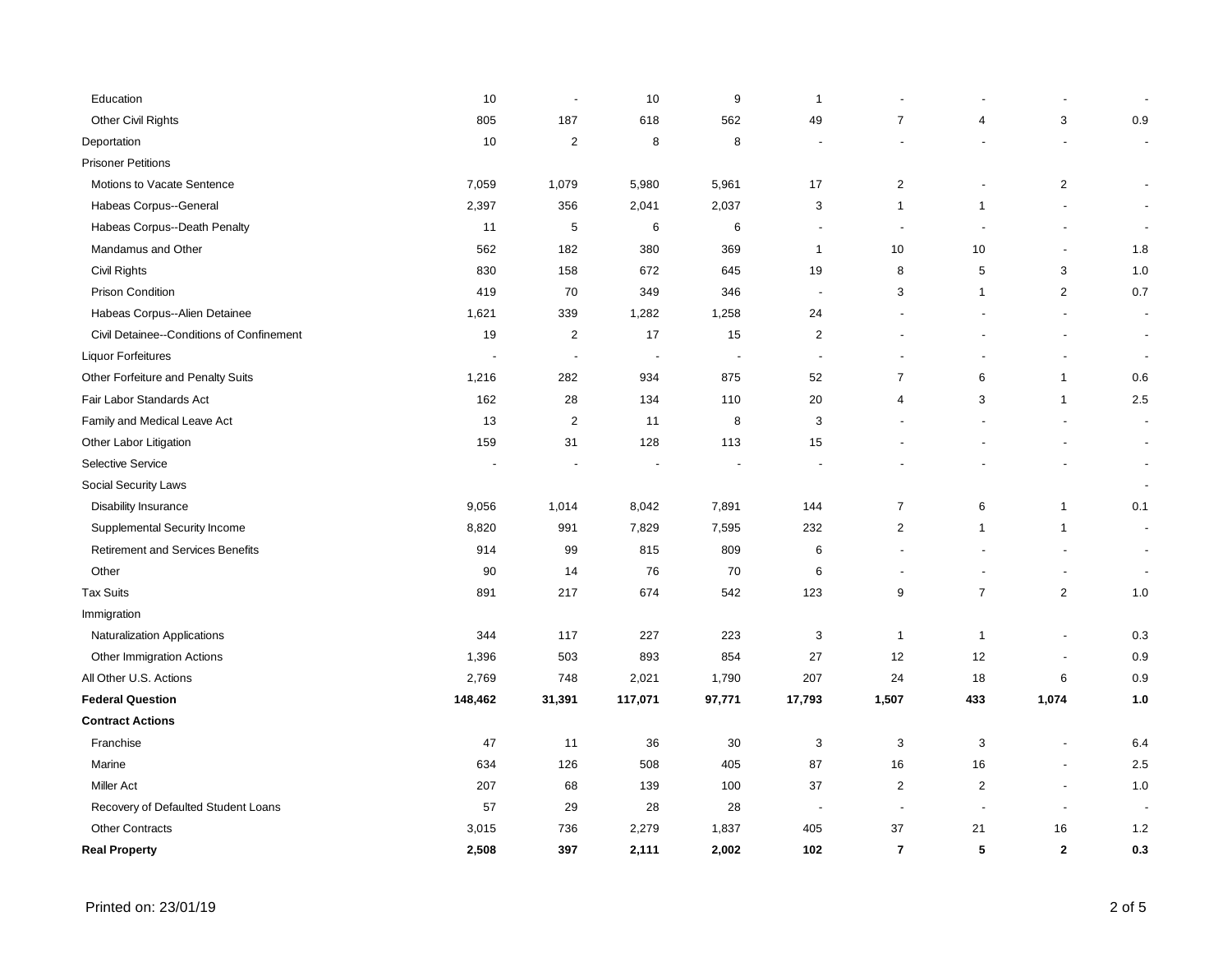| | | | | | | | | | |
|---|---|---|---|---|---|---|---|---|---|
| Education | 10 | - | 10 | 9 | 1 | - | - | - | - |
| Other Civil Rights | 805 | 187 | 618 | 562 | 49 | 7 | 4 | 3 | 0.9 |
| Deportation | 10 | 2 | 8 | 8 | - | - | - | - | - |
| Prisoner Petitions | | | | | | | | | |
| Motions to Vacate Sentence | 7,059 | 1,079 | 5,980 | 5,961 | 17 | 2 | - | 2 | - |
| Habeas Corpus--General | 2,397 | 356 | 2,041 | 2,037 | 3 | 1 | 1 | - | - |
| Habeas Corpus--Death Penalty | 11 | 5 | 6 | 6 | - | - | - | - | - |
| Mandamus and Other | 562 | 182 | 380 | 369 | 1 | 10 | 10 | - | 1.8 |
| Civil Rights | 830 | 158 | 672 | 645 | 19 | 8 | 5 | 3 | 1.0 |
| Prison Condition | 419 | 70 | 349 | 346 | - | 3 | 1 | 2 | 0.7 |
| Habeas Corpus--Alien Detainee | 1,621 | 339 | 1,282 | 1,258 | 24 | - | - | - | - |
| Civil Detainee--Conditions of Confinement | 19 | 2 | 17 | 15 | 2 | - | - | - | - |
| Liquor Forfeitures | - | - | - | - | - | - | - | - | - |
| Other Forfeiture and Penalty Suits | 1,216 | 282 | 934 | 875 | 52 | 7 | 6 | 1 | 0.6 |
| Fair Labor Standards Act | 162 | 28 | 134 | 110 | 20 | 4 | 3 | 1 | 2.5 |
| Family and Medical Leave Act | 13 | 2 | 11 | 8 | 3 | - | - | - | - |
| Other Labor Litigation | 159 | 31 | 128 | 113 | 15 | - | - | - | - |
| Selective Service | - | - | - | - | - | - | - | - | - |
| Social Security Laws | | | | | | | | | - |
| Disability Insurance | 9,056 | 1,014 | 8,042 | 7,891 | 144 | 7 | 6 | 1 | 0.1 |
| Supplemental Security Income | 8,820 | 991 | 7,829 | 7,595 | 232 | 2 | 1 | 1 | - |
| Retirement and Services Benefits | 914 | 99 | 815 | 809 | 6 | - | - | - | - |
| Other | 90 | 14 | 76 | 70 | 6 | - | - | - | - |
| Tax Suits | 891 | 217 | 674 | 542 | 123 | 9 | 7 | 2 | 1.0 |
| Immigration | | | | | | | | | |
| Naturalization Applications | 344 | 117 | 227 | 223 | 3 | 1 | 1 | - | 0.3 |
| Other Immigration Actions | 1,396 | 503 | 893 | 854 | 27 | 12 | 12 | - | 0.9 |
| All Other U.S. Actions | 2,769 | 748 | 2,021 | 1,790 | 207 | 24 | 18 | 6 | 0.9 |
| **Federal Question** | **148,462** | **31,391** | **117,071** | **97,771** | **17,793** | **1,507** | **433** | **1,074** | **1.0** |
| **Contract Actions** | | | | | | | | | |
| Franchise | 47 | 11 | 36 | 30 | 3 | 3 | 3 | - | 6.4 |
| Marine | 634 | 126 | 508 | 405 | 87 | 16 | 16 | - | 2.5 |
| Miller Act | 207 | 68 | 139 | 100 | 37 | 2 | 2 | - | 1.0 |
| Recovery of Defaulted Student Loans | 57 | 29 | 28 | 28 | - | - | - | - | - |
| Other Contracts | 3,015 | 736 | 2,279 | 1,837 | 405 | 37 | 21 | 16 | 1.2 |
| **Real Property** | **2,508** | **397** | **2,111** | **2,002** | **102** | **7** | **5** | **2** | **0.3** |

Printed on: 23/01/19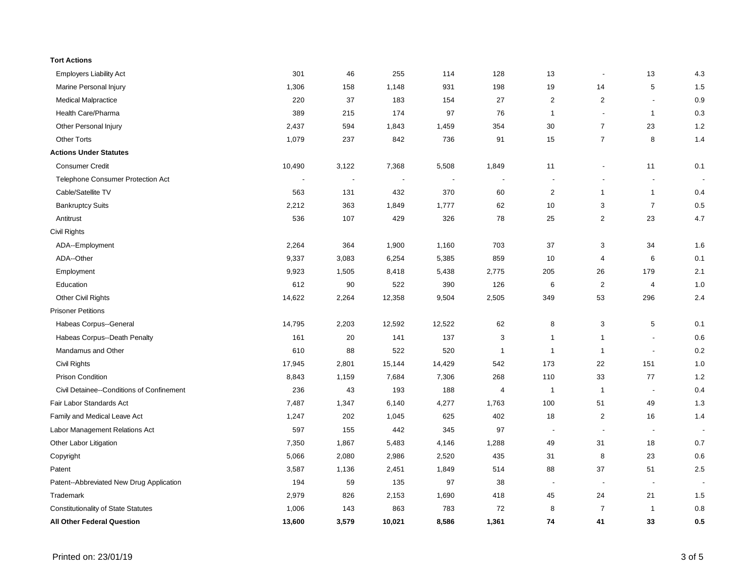| | | | | | | | | | |
|---|---|---|---|---|---|---|---|---|---|
| **Tort Actions** | | | | | | | | | |
| Employers Liability Act | 301 | 46 | 255 | 114 | 128 | 13 | - | 13 | 4.3 |
| Marine Personal Injury | 1,306 | 158 | 1,148 | 931 | 198 | 19 | 14 | 5 | 1.5 |
| Medical Malpractice | 220 | 37 | 183 | 154 | 27 | 2 | 2 | - | 0.9 |
| Health Care/Pharma | 389 | 215 | 174 | 97 | 76 | 1 | - | 1 | 0.3 |
| Other Personal Injury | 2,437 | 594 | 1,843 | 1,459 | 354 | 30 | 7 | 23 | 1.2 |
| Other Torts | 1,079 | 237 | 842 | 736 | 91 | 15 | 7 | 8 | 1.4 |
| **Actions Under Statutes** | | | | | | | | | |
| Consumer Credit | 10,490 | 3,122 | 7,368 | 5,508 | 1,849 | 11 | - | 11 | 0.1 |
| Telephone Consumer Protection Act | - | - | - | - | - | - | - | - | - |
| Cable/Satellite TV | 563 | 131 | 432 | 370 | 60 | 2 | 1 | 1 | 0.4 |
| Bankruptcy Suits | 2,212 | 363 | 1,849 | 1,777 | 62 | 10 | 3 | 7 | 0.5 |
| Antitrust | 536 | 107 | 429 | 326 | 78 | 25 | 2 | 23 | 4.7 |
| Civil Rights | | | | | | | | | |
| ADA--Employment | 2,264 | 364 | 1,900 | 1,160 | 703 | 37 | 3 | 34 | 1.6 |
| ADA--Other | 9,337 | 3,083 | 6,254 | 5,385 | 859 | 10 | 4 | 6 | 0.1 |
| Employment | 9,923 | 1,505 | 8,418 | 5,438 | 2,775 | 205 | 26 | 179 | 2.1 |
| Education | 612 | 90 | 522 | 390 | 126 | 6 | 2 | 4 | 1.0 |
| Other Civil Rights | 14,622 | 2,264 | 12,358 | 9,504 | 2,505 | 349 | 53 | 296 | 2.4 |
| Prisoner Petitions | | | | | | | | | |
| Habeas Corpus--General | 14,795 | 2,203 | 12,592 | 12,522 | 62 | 8 | 3 | 5 | 0.1 |
| Habeas Corpus--Death Penalty | 161 | 20 | 141 | 137 | 3 | 1 | 1 | - | 0.6 |
| Mandamus and Other | 610 | 88 | 522 | 520 | 1 | 1 | 1 | - | 0.2 |
| Civil Rights | 17,945 | 2,801 | 15,144 | 14,429 | 542 | 173 | 22 | 151 | 1.0 |
| Prison Condition | 8,843 | 1,159 | 7,684 | 7,306 | 268 | 110 | 33 | 77 | 1.2 |
| Civil Detainee--Conditions of Confinement | 236 | 43 | 193 | 188 | 4 | 1 | 1 | - | 0.4 |
| Fair Labor Standards Act | 7,487 | 1,347 | 6,140 | 4,277 | 1,763 | 100 | 51 | 49 | 1.3 |
| Family and Medical Leave Act | 1,247 | 202 | 1,045 | 625 | 402 | 18 | 2 | 16 | 1.4 |
| Labor Management Relations Act | 597 | 155 | 442 | 345 | 97 | - | - | - | - |
| Other Labor Litigation | 7,350 | 1,867 | 5,483 | 4,146 | 1,288 | 49 | 31 | 18 | 0.7 |
| Copyright | 5,066 | 2,080 | 2,986 | 2,520 | 435 | 31 | 8 | 23 | 0.6 |
| Patent | 3,587 | 1,136 | 2,451 | 1,849 | 514 | 88 | 37 | 51 | 2.5 |
| Patent--Abbreviated New Drug Application | 194 | 59 | 135 | 97 | 38 | - | - | - | - |
| Trademark | 2,979 | 826 | 2,153 | 1,690 | 418 | 45 | 24 | 21 | 1.5 |
| Constitutionality of State Statutes | 1,006 | 143 | 863 | 783 | 72 | 8 | 7 | 1 | 0.8 |
| **All Other Federal Question** | **13,600** | **3,579** | **10,021** | **8,586** | **1,361** | **74** | **41** | **33** | **0.5** |

Printed on: 23/01/19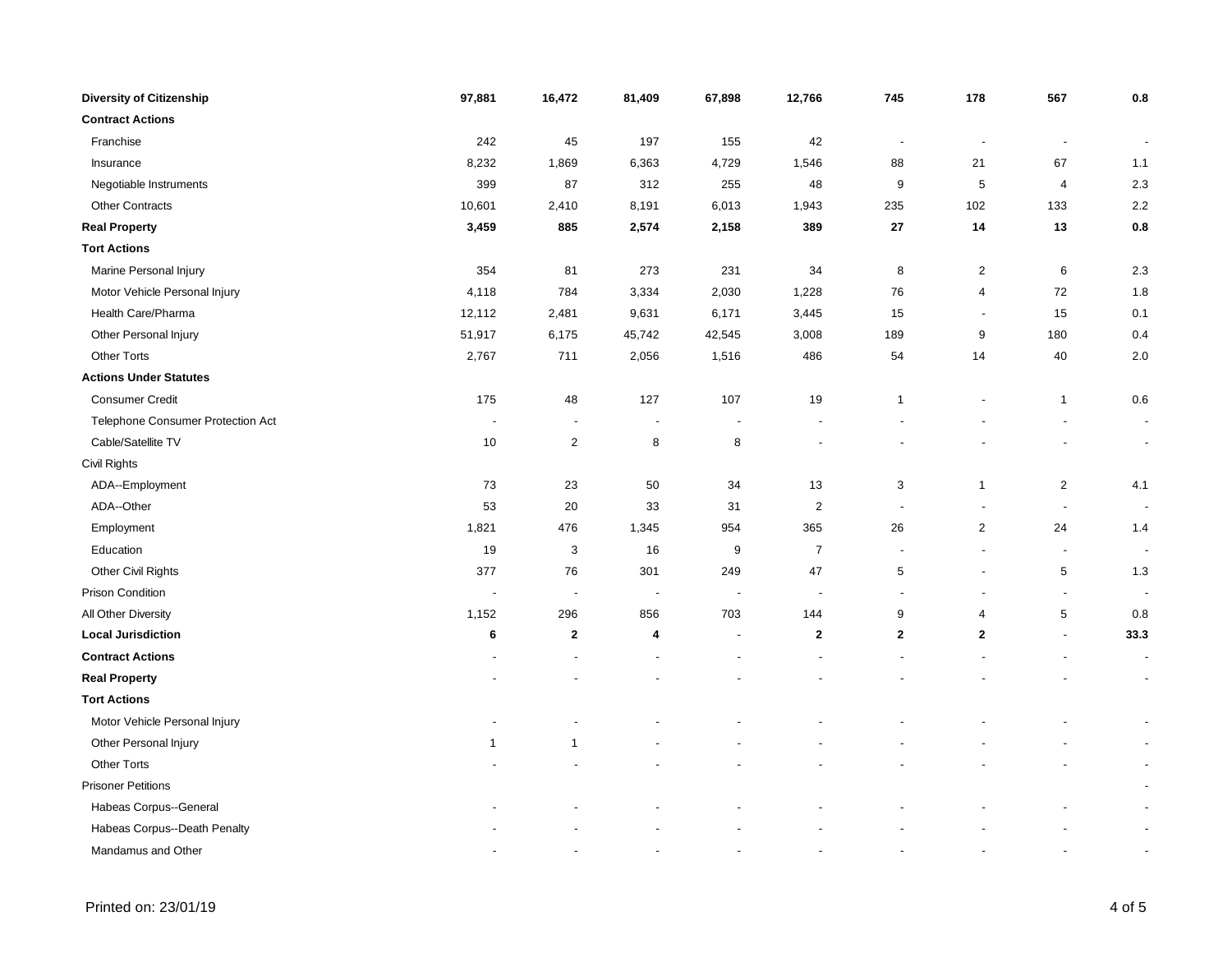| | | | | | | | | | |
|---|---|---|---|---|---|---|---|---|---|
| **Diversity of Citizenship** | **97,881** | **16,472** | **81,409** | **67,898** | **12,766** | **745** | **178** | **567** | **0.8** |
| **Contract Actions** | | | | | | | | | |
| Franchise | 242 | 45 | 197 | 155 | 42 | - | - | - | - |
| Insurance | 8,232 | 1,869 | 6,363 | 4,729 | 1,546 | 88 | 21 | 67 | 1.1 |
| Negotiable Instruments | 399 | 87 | 312 | 255 | 48 | 9 | 5 | 4 | 2.3 |
| Other Contracts | 10,601 | 2,410 | 8,191 | 6,013 | 1,943 | 235 | 102 | 133 | 2.2 |
| **Real Property** | **3,459** | **885** | **2,574** | **2,158** | **389** | **27** | **14** | **13** | **0.8** |
| **Tort Actions** | | | | | | | | | |
| Marine Personal Injury | 354 | 81 | 273 | 231 | 34 | 8 | 2 | 6 | 2.3 |
| Motor Vehicle Personal Injury | 4,118 | 784 | 3,334 | 2,030 | 1,228 | 76 | 4 | 72 | 1.8 |
| Health Care/Pharma | 12,112 | 2,481 | 9,631 | 6,171 | 3,445 | 15 | - | 15 | 0.1 |
| Other Personal Injury | 51,917 | 6,175 | 45,742 | 42,545 | 3,008 | 189 | 9 | 180 | 0.4 |
| Other Torts | 2,767 | 711 | 2,056 | 1,516 | 486 | 54 | 14 | 40 | 2.0 |
| **Actions Under Statutes** | | | | | | | | | |
| Consumer Credit | 175 | 48 | 127 | 107 | 19 | 1 | - | 1 | 0.6 |
| Telephone Consumer Protection Act | - | - | - | - | - | - | - | - | - |
| Cable/Satellite TV | 10 | 2 | 8 | 8 | - | - | - | - | - |
| Civil Rights | | | | | | | | | |
| ADA--Employment | 73 | 23 | 50 | 34 | 13 | 3 | 1 | 2 | 4.1 |
| ADA--Other | 53 | 20 | 33 | 31 | 2 | - | - | - | - |
| Employment | 1,821 | 476 | 1,345 | 954 | 365 | 26 | 2 | 24 | 1.4 |
| Education | 19 | 3 | 16 | 9 | 7 | - | - | - | - |
| Other Civil Rights | 377 | 76 | 301 | 249 | 47 | 5 | - | 5 | 1.3 |
| Prison Condition | - | - | - | - | - | - | - | - | - |
| All Other Diversity | 1,152 | 296 | 856 | 703 | 144 | 9 | 4 | 5 | 0.8 |
| **Local Jurisdiction** | **6** | **2** | **4** | - | **2** | **2** | **2** | - | **33.3** |
| **Contract Actions** | - | - | - | - | - | - | - | - | - |
| **Real Property** | - | - | - | - | - | - | - | - | - |
| **Tort Actions** | | | | | | | | | |
| Motor Vehicle Personal Injury | - | - | - | - | - | - | - | - | - |
| Other Personal Injury | 1 | 1 | - | - | - | - | - | - | - |
| Other Torts | - | - | - | - | - | - | - | - | - |
| Prisoner Petitions | | | | | | | | | - |
| Habeas Corpus--General | - | - | - | - | - | - | - | - | - |
| Habeas Corpus--Death Penalty | - | - | - | - | - | - | - | - | - |
| Mandamus and Other | - | - | - | - | - | - | - | - | - |

Printed on: 23/01/19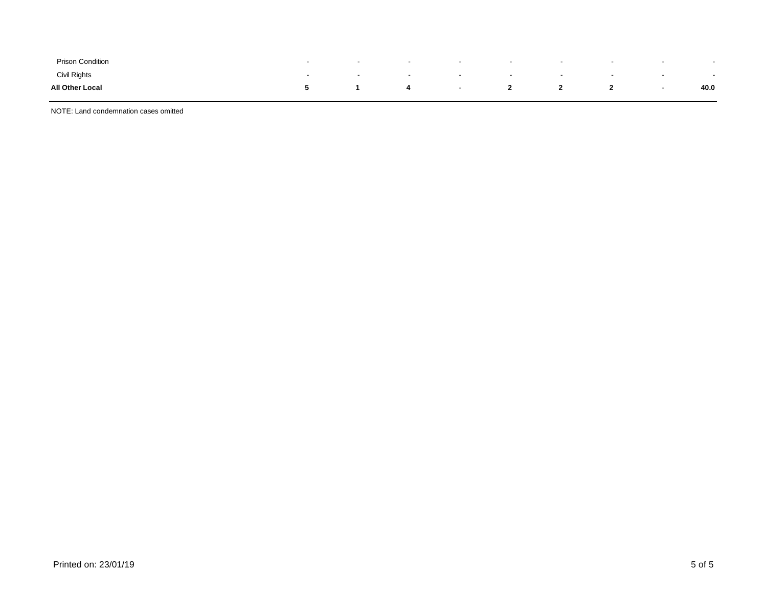| | | | | | | | | | |
|---|---|---|---|---|---|---|---|---|---|
| Prison Condition | - | - | - | - | - | - | - | - | - |
| Civil Rights | - | - | - | - | - | - | - | - | - |
| **All Other Local** | **5** | **1** | **4** | - | **2** | **2** | **2** | - | **40.0** |

NOTE: Land condemnation cases omitted

Printed on: 23/01/19